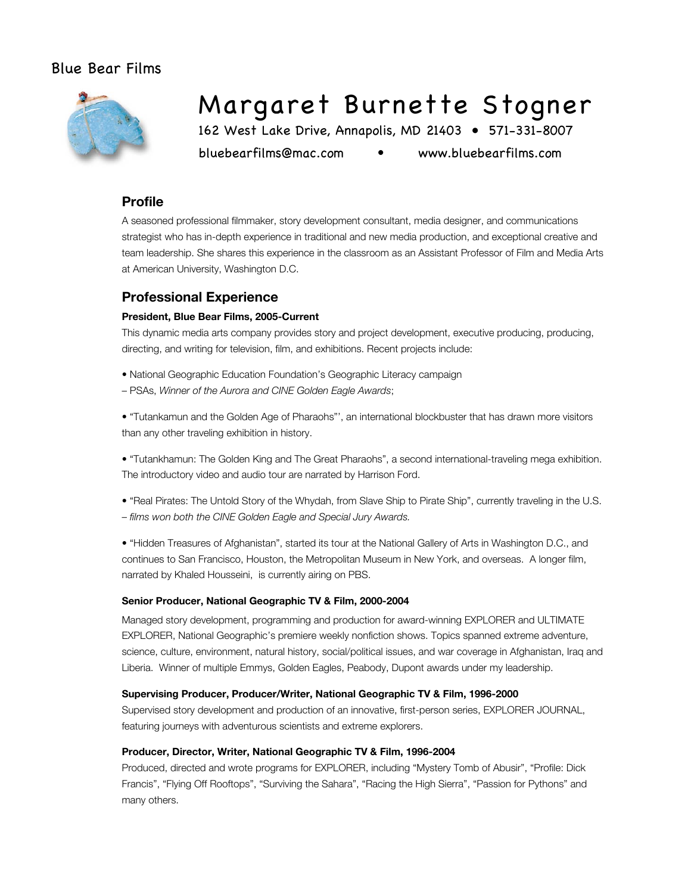Blue Bear Films

# Margaret Burnette Stogner

162 West Lake Drive, Annapolis, MD 21403 • 571-331-8007

bluebearfilms@mac.com • www.bluebearfilms.com

## Profile

A seasoned professional filmmaker, story development consultant, media designer, and communications strategist who has in-depth experience in traditional and new media production, and exceptional creative and team leadership. She shares this experience in the classroom as an Assistant Professor of Film and Media Arts at American University, Washington D.C.

## Professional Experience

**President, Blue Bear Films, 2005-Current**

This dynamic media arts company provides story and project development, executive producing, producing, directing, and writing for television, film, and exhibitions. Recent projects include:

• National Geographic Education Foundation's Geographic Literacy campaign
– PSAs, *Winner of the Aurora and CINE Golden Eagle Awards*;

• "Tutankamun and the Golden Age of Pharaohs"', an international blockbuster that has drawn more visitors than any other traveling exhibition in history.

• "Tutankhamun: The Golden King and The Great Pharaohs", a second international-traveling mega exhibition. The introductory video and audio tour are narrated by Harrison Ford.

• "Real Pirates: The Untold Story of the Whydah, from Slave Ship to Pirate Ship", currently traveling in the U.S.
*– films won both the CINE Golden Eagle and Special Jury Awards.*

• "Hidden Treasures of Afghanistan", started its tour at the National Gallery of Arts in Washington D.C., and continues to San Francisco, Houston, the Metropolitan Museum in New York, and overseas. A longer film, narrated by Khaled Housseini, is currently airing on PBS.

**Senior Producer, National Geographic TV & Film, 2000-2004**

Managed story development, programming and production for award-winning EXPLORER and ULTIMATE EXPLORER, National Geographic's premiere weekly nonfiction shows. Topics spanned extreme adventure, science, culture, environment, natural history, social/political issues, and war coverage in Afghanistan, Iraq and Liberia. Winner of multiple Emmys, Golden Eagles, Peabody, Dupont awards under my leadership.

**Supervising Producer, Producer/Writer, National Geographic TV & Film, 1996-2000**

Supervised story development and production of an innovative, first-person series, EXPLORER JOURNAL, featuring journeys with adventurous scientists and extreme explorers.

**Producer, Director, Writer, National Geographic TV & Film, 1996-2004**

Produced, directed and wrote programs for EXPLORER, including "Mystery Tomb of Abusir", "Profile: Dick Francis", "Flying Off Rooftops", "Surviving the Sahara", "Racing the High Sierra", "Passion for Pythons" and many others.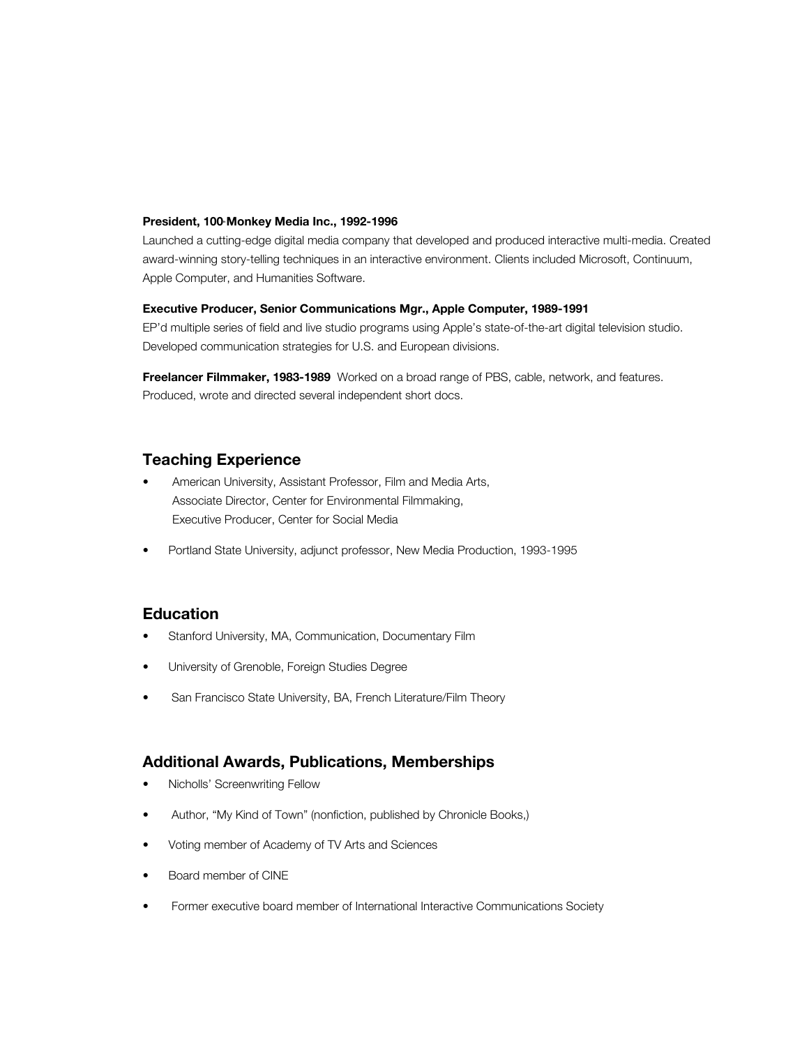**President, 100-Monkey Media Inc., 1992-1996**

Launched a cutting-edge digital media company that developed and produced interactive multi-media. Created award-winning story-telling techniques in an interactive environment. Clients included Microsoft, Continuum, Apple Computer, and Humanities Software.

**Executive Producer, Senior Communications Mgr., Apple Computer, 1989-1991**

EP'd multiple series of field and live studio programs using Apple's state-of-the-art digital television studio. Developed communication strategies for U.S. and European divisions.

**Freelancer Filmmaker, 1983-1989** Worked on a broad range of PBS, cable, network, and features. Produced, wrote and directed several independent short docs.

## Teaching Experience

- American University, Assistant Professor, Film and Media Arts,
  Associate Director, Center for Environmental Filmmaking,
  Executive Producer, Center for Social Media
- Portland State University, adjunct professor, New Media Production, 1993-1995

## Education

- Stanford University, MA, Communication, Documentary Film
- University of Grenoble, Foreign Studies Degree
- San Francisco State University, BA, French Literature/Film Theory

## Additional Awards, Publications, Memberships

- Nicholls' Screenwriting Fellow
- Author, "My Kind of Town" (nonfiction, published by Chronicle Books,)
- Voting member of Academy of TV Arts and Sciences
- Board member of CINE
- Former executive board member of International Interactive Communications Society